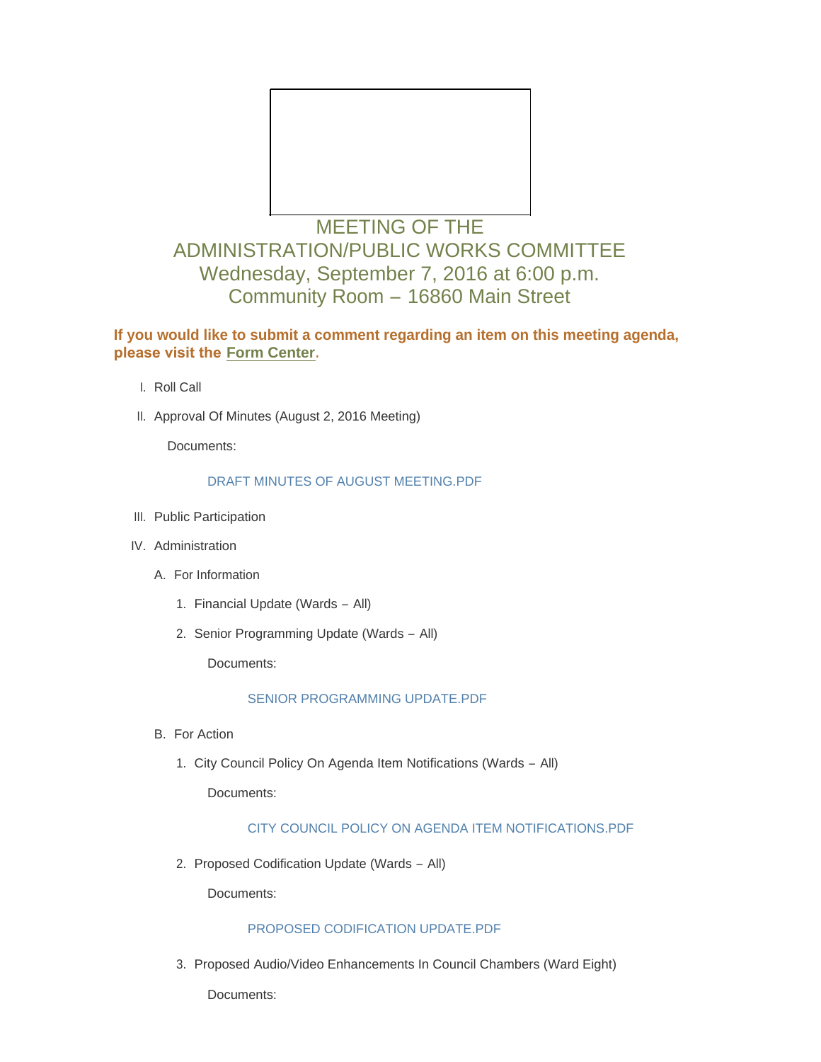# MEETING OF THE ADMINISTRATION/PUBLIC WORKS COMMITTEE

## Wednesday, September 7, 2016 at 6:00 p.m.

## Community Room – 16860 Main Street

**If you would like to submit a comment regarding an item on this meeting agenda, please visit the Form Center.**

I. Roll Call

II. Approval Of Minutes (August 2, 2016 Meeting)

Documents:

DRAFT MINUTES OF AUGUST MEETING.PDF

III. Public Participation

IV. Administration

A. For Information

1. Financial Update (Wards – All)

2. Senior Programming Update (Wards – All)

Documents:

SENIOR PROGRAMMING UPDATE.PDF

B. For Action

1. City Council Policy On Agenda Item Notifications (Wards – All)

Documents:

CITY COUNCIL POLICY ON AGENDA ITEM NOTIFICATIONS.PDF

2. Proposed Codification Update (Wards – All)

Documents:

PROPOSED CODIFICATION UPDATE.PDF

3. Proposed Audio/Video Enhancements In Council Chambers (Ward Eight)

Documents: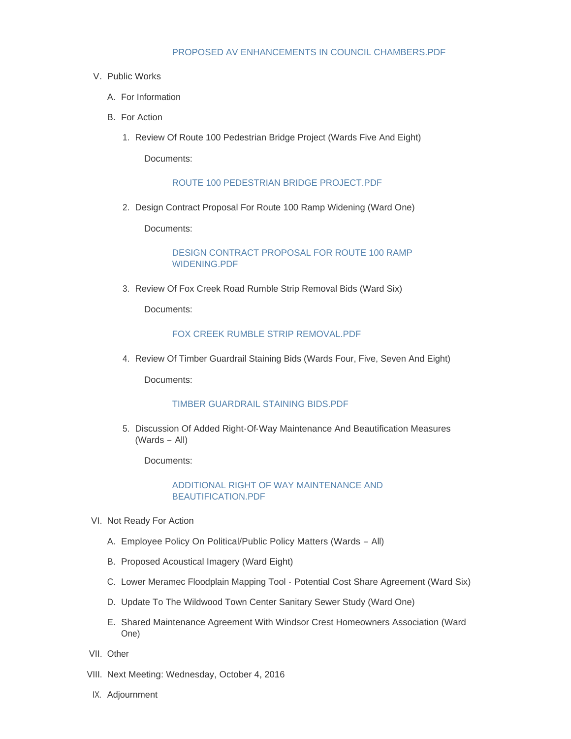PROPOSED AV ENHANCEMENTS IN COUNCIL CHAMBERS.PDF

V. Public Works

  A. For Information

  B. For Action

    1. Review Of Route 100 Pedestrian Bridge Project (Wards Five And Eight)

       Documents:

       ROUTE 100 PEDESTRIAN BRIDGE PROJECT.PDF

    2. Design Contract Proposal For Route 100 Ramp Widening (Ward One)

       Documents:

       DESIGN CONTRACT PROPOSAL FOR ROUTE 100 RAMP WIDENING.PDF

    3. Review Of Fox Creek Road Rumble Strip Removal Bids (Ward Six)

       Documents:

       FOX CREEK RUMBLE STRIP REMOVAL.PDF

    4. Review Of Timber Guardrail Staining Bids (Wards Four, Five, Seven And Eight)

       Documents:

       TIMBER GUARDRAIL STAINING BIDS.PDF

    5. Discussion Of Added Right-Of-Way Maintenance And Beautification Measures (Wards – All)

       Documents:

       ADDITIONAL RIGHT OF WAY MAINTENANCE AND BEAUTIFICATION.PDF

VI. Not Ready For Action

  A. Employee Policy On Political/Public Policy Matters (Wards – All)

  B. Proposed Acoustical Imagery (Ward Eight)

  C. Lower Meramec Floodplain Mapping Tool - Potential Cost Share Agreement (Ward Six)

  D. Update To The Wildwood Town Center Sanitary Sewer Study (Ward One)

  E. Shared Maintenance Agreement With Windsor Crest Homeowners Association (Ward One)

VII. Other

VIII. Next Meeting: Wednesday, October 4, 2016

IX. Adjournment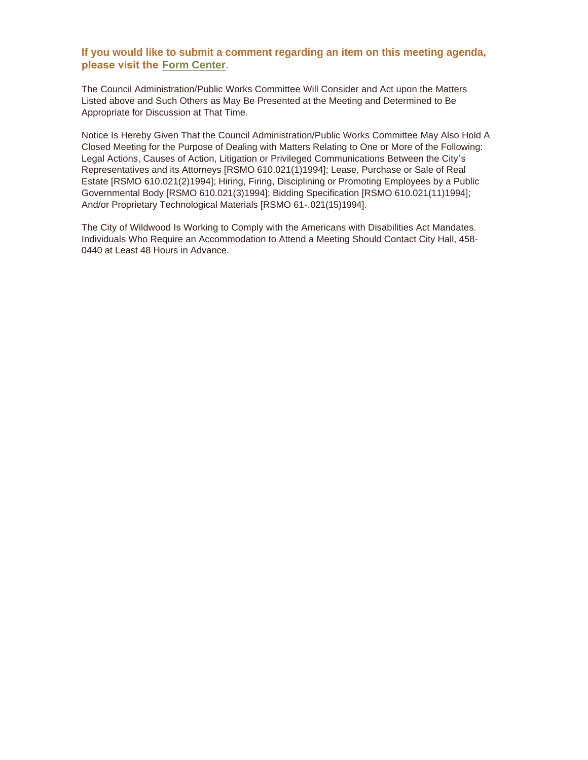**If you would like to submit a comment regarding an item on this meeting agenda, please visit the Form Center.**

The Council Administration/Public Works Committee Will Consider and Act upon the Matters Listed above and Such Others as May Be Presented at the Meeting and Determined to Be Appropriate for Discussion at That Time.

Notice Is Hereby Given That the Council Administration/Public Works Committee May Also Hold A Closed Meeting for the Purpose of Dealing with Matters Relating to One or More of the Following: Legal Actions, Causes of Action, Litigation or Privileged Communications Between the City's Representatives and its Attorneys [RSMO 610.021(1)1994]; Lease, Purchase or Sale of Real Estate [RSMO 610.021(2)1994]; Hiring, Firing, Disciplining or Promoting Employees by a Public Governmental Body [RSMO 610.021(3)1994]; Bidding Specification [RSMO 610.021(11)1994]; And/or Proprietary Technological Materials [RSMO 61-.021(15)1994].

The City of Wildwood Is Working to Comply with the Americans with Disabilities Act Mandates. Individuals Who Require an Accommodation to Attend a Meeting Should Contact City Hall, 458-0440 at Least 48 Hours in Advance.